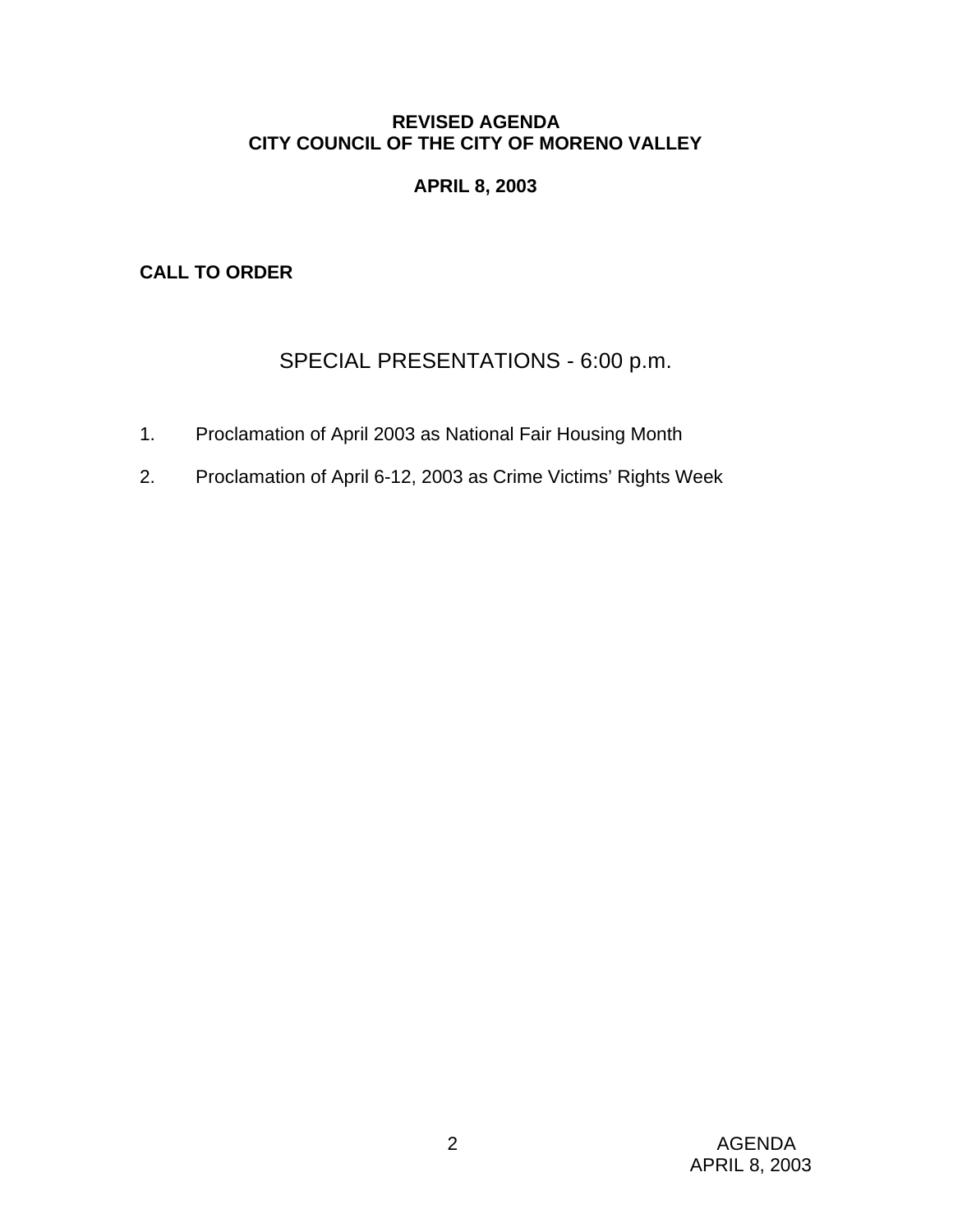# REVISED AGENDA
# CITY COUNCIL OF THE CITY OF MORENO VALLEY

## APRIL 8, 2003

**CALL TO ORDER**

## SPECIAL PRESENTATIONS - 6:00 p.m.

1. Proclamation of April 2003 as National Fair Housing Month
2. Proclamation of April 6-12, 2003 as Crime Victims' Rights Week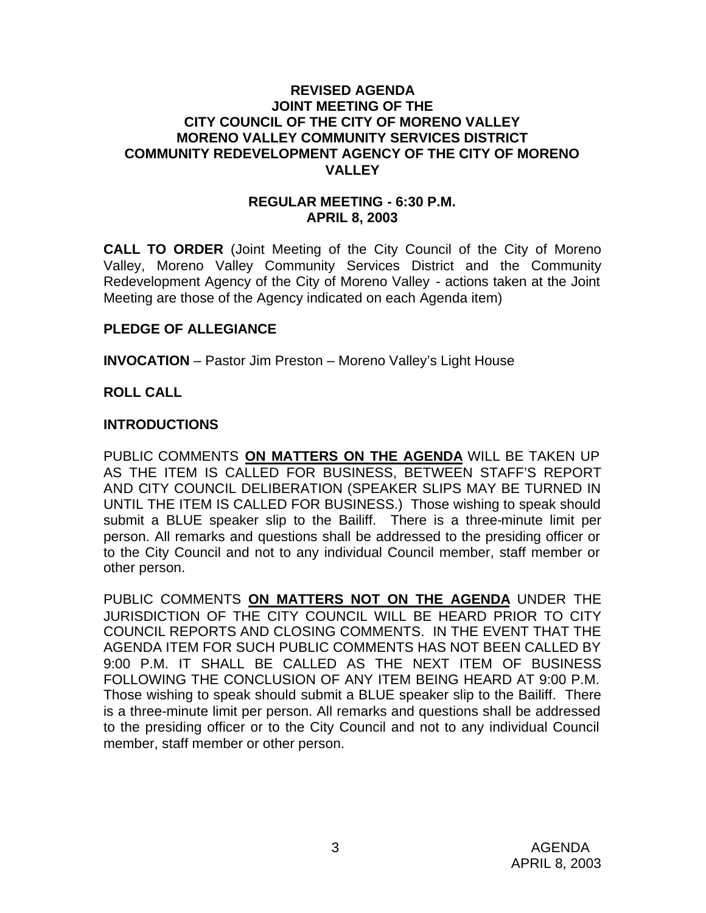**REVISED AGENDA**
**JOINT MEETING OF THE**
**CITY COUNCIL OF THE CITY OF MORENO VALLEY**
**MORENO VALLEY COMMUNITY SERVICES DISTRICT**
**COMMUNITY REDEVELOPMENT AGENCY OF THE CITY OF MORENO VALLEY**

**REGULAR MEETING - 6:30 P.M.**
**APRIL 8, 2003**

**CALL TO ORDER** (Joint Meeting of the City Council of the City of Moreno Valley, Moreno Valley Community Services District and the Community Redevelopment Agency of the City of Moreno Valley - actions taken at the Joint Meeting are those of the Agency indicated on each Agenda item)

**PLEDGE OF ALLEGIANCE**

**INVOCATION** – Pastor Jim Preston – Moreno Valley's Light House

**ROLL CALL**

**INTRODUCTIONS**

PUBLIC COMMENTS **ON MATTERS ON THE AGENDA** WILL BE TAKEN UP AS THE ITEM IS CALLED FOR BUSINESS, BETWEEN STAFF'S REPORT AND CITY COUNCIL DELIBERATION (SPEAKER SLIPS MAY BE TURNED IN UNTIL THE ITEM IS CALLED FOR BUSINESS.) Those wishing to speak should submit a BLUE speaker slip to the Bailiff. There is a three-minute limit per person. All remarks and questions shall be addressed to the presiding officer or to the City Council and not to any individual Council member, staff member or other person.

PUBLIC COMMENTS **ON MATTERS NOT ON THE AGENDA** UNDER THE JURISDICTION OF THE CITY COUNCIL WILL BE HEARD PRIOR TO CITY COUNCIL REPORTS AND CLOSING COMMENTS. IN THE EVENT THAT THE AGENDA ITEM FOR SUCH PUBLIC COMMENTS HAS NOT BEEN CALLED BY 9:00 P.M. IT SHALL BE CALLED AS THE NEXT ITEM OF BUSINESS FOLLOWING THE CONCLUSION OF ANY ITEM BEING HEARD AT 9:00 P.M. Those wishing to speak should submit a BLUE speaker slip to the Bailiff. There is a three-minute limit per person. All remarks and questions shall be addressed to the presiding officer or to the City Council and not to any individual Council member, staff member or other person.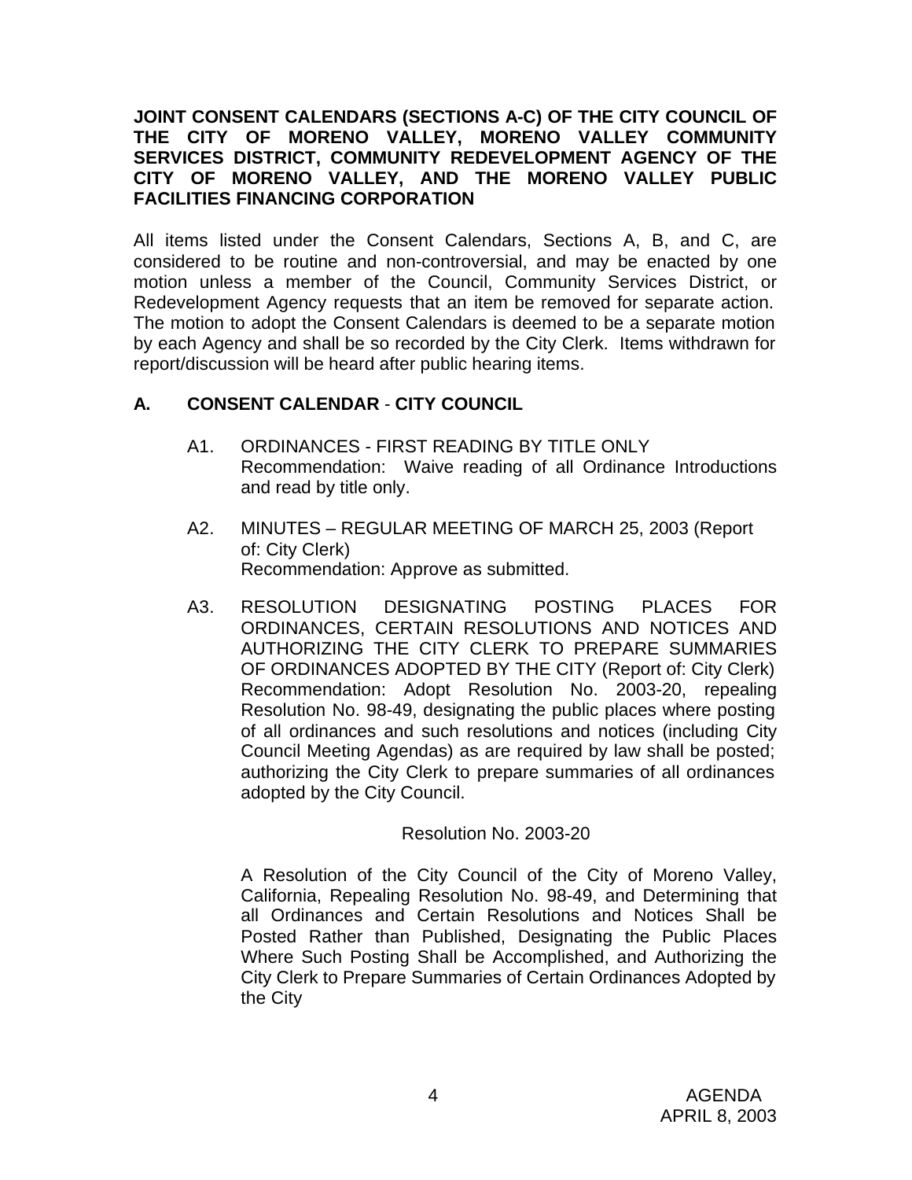**JOINT CONSENT CALENDARS (SECTIONS A-C) OF THE CITY COUNCIL OF THE CITY OF MORENO VALLEY, MORENO VALLEY COMMUNITY SERVICES DISTRICT, COMMUNITY REDEVELOPMENT AGENCY OF THE CITY OF MORENO VALLEY, AND THE MORENO VALLEY PUBLIC FACILITIES FINANCING CORPORATION**

All items listed under the Consent Calendars, Sections A, B, and C, are considered to be routine and non-controversial, and may be enacted by one motion unless a member of the Council, Community Services District, or Redevelopment Agency requests that an item be removed for separate action. The motion to adopt the Consent Calendars is deemed to be a separate motion by each Agency and shall be so recorded by the City Clerk. Items withdrawn for report/discussion will be heard after public hearing items.

## A. CONSENT CALENDAR - CITY COUNCIL

A1. ORDINANCES - FIRST READING BY TITLE ONLY
Recommendation: Waive reading of all Ordinance Introductions and read by title only.

A2. MINUTES – REGULAR MEETING OF MARCH 25, 2003 (Report of: City Clerk)
Recommendation: Approve as submitted.

A3. RESOLUTION DESIGNATING POSTING PLACES FOR ORDINANCES, CERTAIN RESOLUTIONS AND NOTICES AND AUTHORIZING THE CITY CLERK TO PREPARE SUMMARIES OF ORDINANCES ADOPTED BY THE CITY (Report of: City Clerk)
Recommendation: Adopt Resolution No. 2003-20, repealing Resolution No. 98-49, designating the public places where posting of all ordinances and such resolutions and notices (including City Council Meeting Agendas) as are required by law shall be posted; authorizing the City Clerk to prepare summaries of all ordinances adopted by the City Council.

Resolution No. 2003-20

A Resolution of the City Council of the City of Moreno Valley, California, Repealing Resolution No. 98-49, and Determining that all Ordinances and Certain Resolutions and Notices Shall be Posted Rather than Published, Designating the Public Places Where Such Posting Shall be Accomplished, and Authorizing the City Clerk to Prepare Summaries of Certain Ordinances Adopted by the City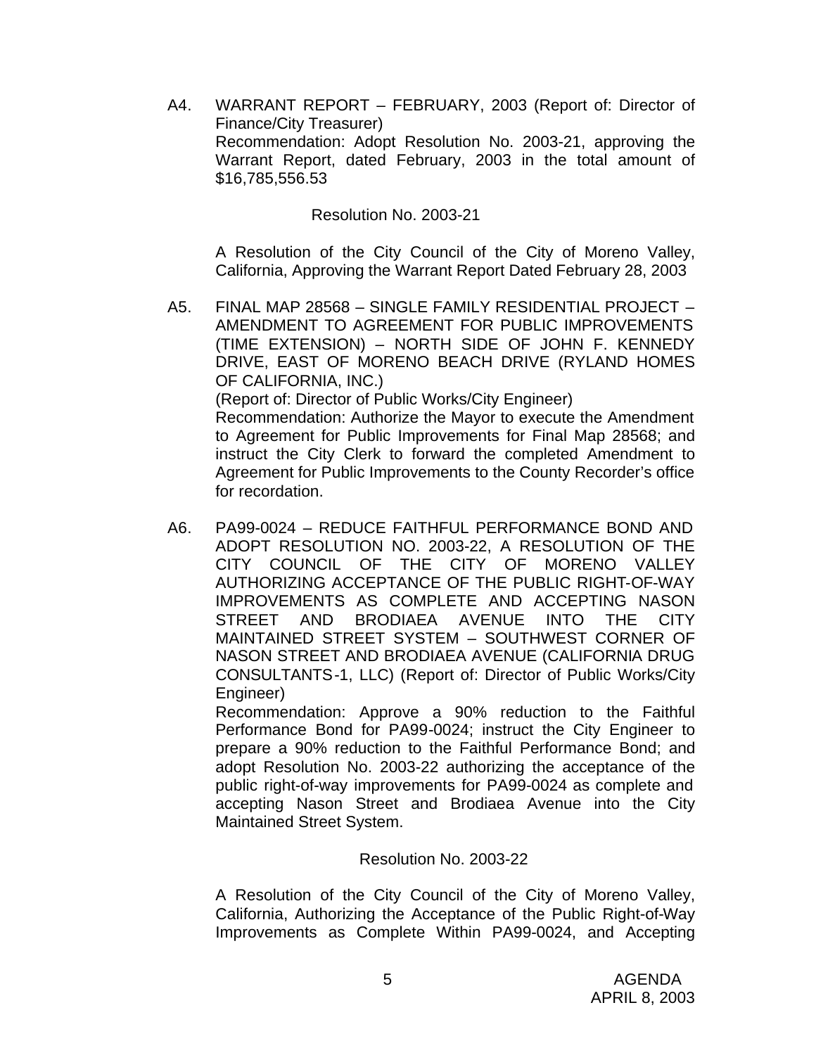A4. WARRANT REPORT – FEBRUARY, 2003 (Report of: Director of Finance/City Treasurer)
Recommendation: Adopt Resolution No. 2003-21, approving the Warrant Report, dated February, 2003 in the total amount of $16,785,556.53

Resolution No. 2003-21

A Resolution of the City Council of the City of Moreno Valley, California, Approving the Warrant Report Dated February 28, 2003

A5. FINAL MAP 28568 – SINGLE FAMILY RESIDENTIAL PROJECT – AMENDMENT TO AGREEMENT FOR PUBLIC IMPROVEMENTS (TIME EXTENSION) – NORTH SIDE OF JOHN F. KENNEDY DRIVE, EAST OF MORENO BEACH DRIVE (RYLAND HOMES OF CALIFORNIA, INC.)
(Report of: Director of Public Works/City Engineer)
Recommendation: Authorize the Mayor to execute the Amendment to Agreement for Public Improvements for Final Map 28568; and instruct the City Clerk to forward the completed Amendment to Agreement for Public Improvements to the County Recorder's office for recordation.

A6. PA99-0024 – REDUCE FAITHFUL PERFORMANCE BOND AND ADOPT RESOLUTION NO. 2003-22, A RESOLUTION OF THE CITY COUNCIL OF THE CITY OF MORENO VALLEY AUTHORIZING ACCEPTANCE OF THE PUBLIC RIGHT-OF-WAY IMPROVEMENTS AS COMPLETE AND ACCEPTING NASON STREET AND BRODIAEA AVENUE INTO THE CITY MAINTAINED STREET SYSTEM – SOUTHWEST CORNER OF NASON STREET AND BRODIAEA AVENUE (CALIFORNIA DRUG CONSULTANTS-1, LLC) (Report of: Director of Public Works/City Engineer)
Recommendation: Approve a 90% reduction to the Faithful Performance Bond for PA99-0024; instruct the City Engineer to prepare a 90% reduction to the Faithful Performance Bond; and adopt Resolution No. 2003-22 authorizing the acceptance of the public right-of-way improvements for PA99-0024 as complete and accepting Nason Street and Brodiaea Avenue into the City Maintained Street System.

Resolution No. 2003-22

A Resolution of the City Council of the City of Moreno Valley, California, Authorizing the Acceptance of the Public Right-of-Way Improvements as Complete Within PA99-0024, and Accepting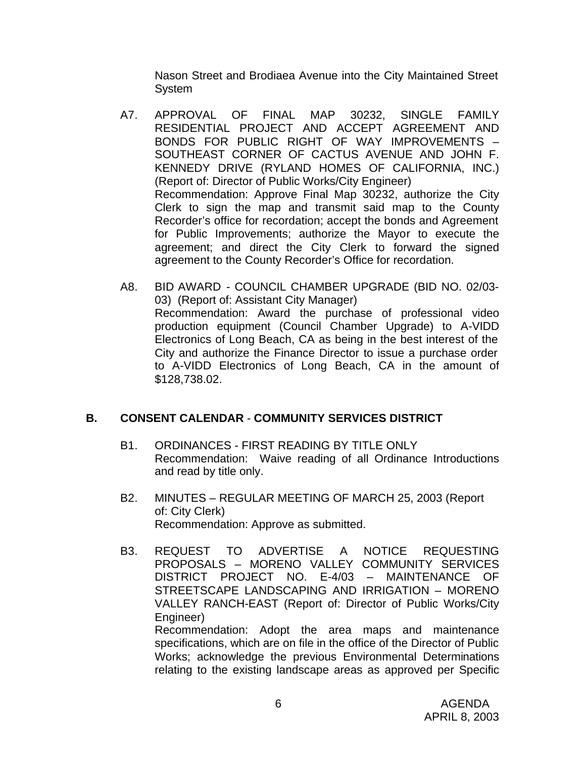Nason Street and Brodiaea Avenue into the City Maintained Street System

A7. APPROVAL OF FINAL MAP 30232, SINGLE FAMILY RESIDENTIAL PROJECT AND ACCEPT AGREEMENT AND BONDS FOR PUBLIC RIGHT OF WAY IMPROVEMENTS – SOUTHEAST CORNER OF CACTUS AVENUE AND JOHN F. KENNEDY DRIVE (RYLAND HOMES OF CALIFORNIA, INC.) (Report of: Director of Public Works/City Engineer)
Recommendation: Approve Final Map 30232, authorize the City Clerk to sign the map and transmit said map to the County Recorder's office for recordation; accept the bonds and Agreement for Public Improvements; authorize the Mayor to execute the agreement; and direct the City Clerk to forward the signed agreement to the County Recorder's Office for recordation.

A8. BID AWARD - COUNCIL CHAMBER UPGRADE (BID NO. 02/03-03) (Report of: Assistant City Manager)
Recommendation: Award the purchase of professional video production equipment (Council Chamber Upgrade) to A-VIDD Electronics of Long Beach, CA as being in the best interest of the City and authorize the Finance Director to issue a purchase order to A-VIDD Electronics of Long Beach, CA in the amount of $128,738.02.

## B. CONSENT CALENDAR - COMMUNITY SERVICES DISTRICT

B1. ORDINANCES - FIRST READING BY TITLE ONLY
Recommendation: Waive reading of all Ordinance Introductions and read by title only.

B2. MINUTES – REGULAR MEETING OF MARCH 25, 2003 (Report of: City Clerk)
Recommendation: Approve as submitted.

B3. REQUEST TO ADVERTISE A NOTICE REQUESTING PROPOSALS – MORENO VALLEY COMMUNITY SERVICES DISTRICT PROJECT NO. E-4/03 – MAINTENANCE OF STREETSCAPE LANDSCAPING AND IRRIGATION – MORENO VALLEY RANCH-EAST (Report of: Director of Public Works/City Engineer)
Recommendation: Adopt the area maps and maintenance specifications, which are on file in the office of the Director of Public Works; acknowledge the previous Environmental Determinations relating to the existing landscape areas as approved per Specific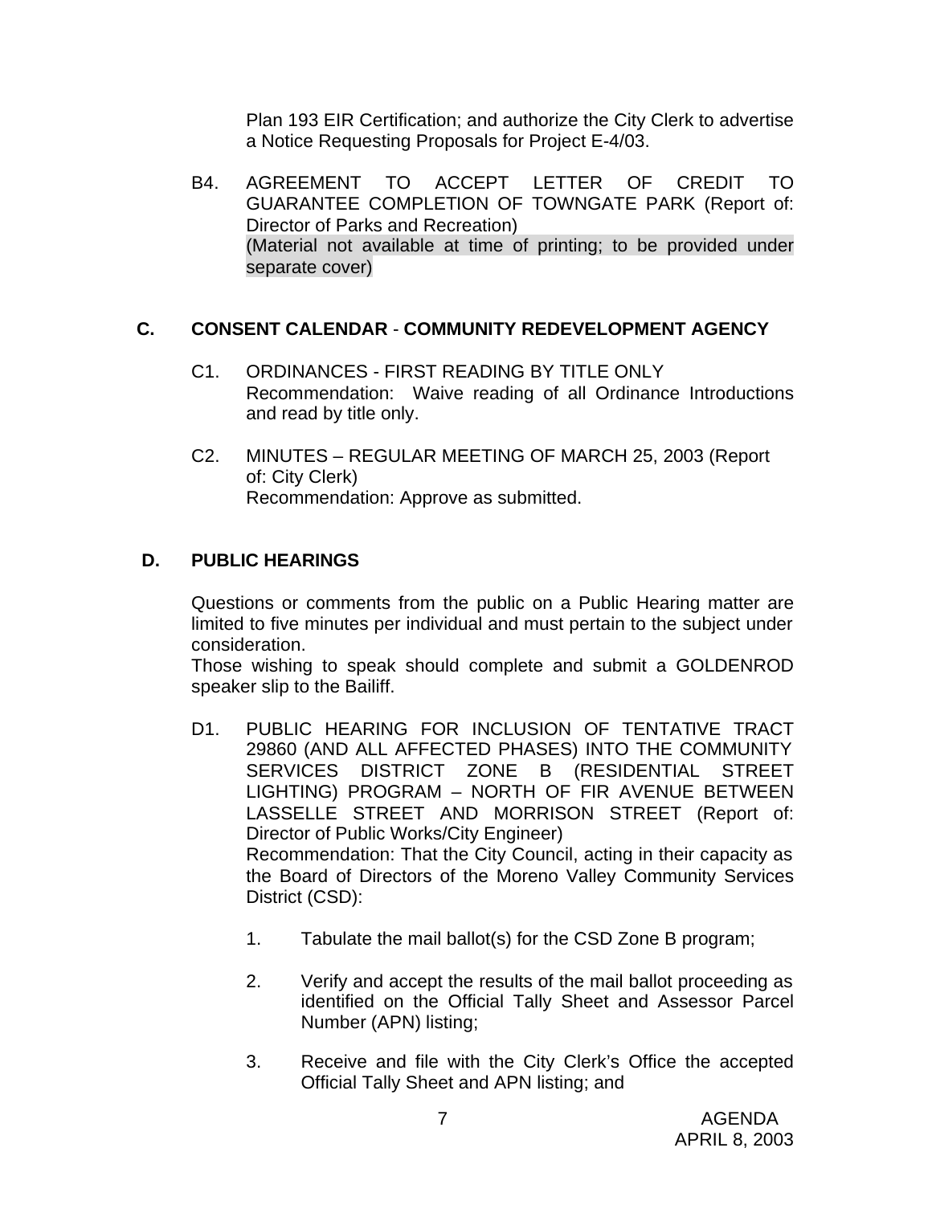Plan 193 EIR Certification; and authorize the City Clerk to advertise a Notice Requesting Proposals for Project E-4/03.

B4. AGREEMENT TO ACCEPT LETTER OF CREDIT TO GUARANTEE COMPLETION OF TOWNGATE PARK (Report of: Director of Parks and Recreation)
(Material not available at time of printing; to be provided under separate cover)

## C. CONSENT CALENDAR - COMMUNITY REDEVELOPMENT AGENCY

C1. ORDINANCES - FIRST READING BY TITLE ONLY
Recommendation: Waive reading of all Ordinance Introductions and read by title only.

C2. MINUTES – REGULAR MEETING OF MARCH 25, 2003 (Report of: City Clerk)
Recommendation: Approve as submitted.

## D. PUBLIC HEARINGS

Questions or comments from the public on a Public Hearing matter are limited to five minutes per individual and must pertain to the subject under consideration.
Those wishing to speak should complete and submit a GOLDENROD speaker slip to the Bailiff.

D1. PUBLIC HEARING FOR INCLUSION OF TENTATIVE TRACT 29860 (AND ALL AFFECTED PHASES) INTO THE COMMUNITY SERVICES DISTRICT ZONE B (RESIDENTIAL STREET LIGHTING) PROGRAM – NORTH OF FIR AVENUE BETWEEN LASSELLE STREET AND MORRISON STREET (Report of: Director of Public Works/City Engineer)
Recommendation: That the City Council, acting in their capacity as the Board of Directors of the Moreno Valley Community Services District (CSD):

1. Tabulate the mail ballot(s) for the CSD Zone B program;

2. Verify and accept the results of the mail ballot proceeding as identified on the Official Tally Sheet and Assessor Parcel Number (APN) listing;

3. Receive and file with the City Clerk's Office the accepted Official Tally Sheet and APN listing; and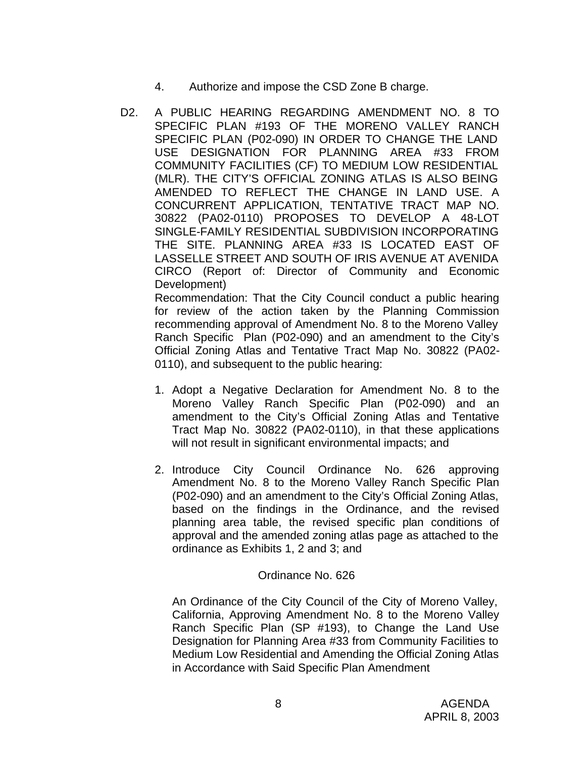4. Authorize and impose the CSD Zone B charge.

D2. A PUBLIC HEARING REGARDING AMENDMENT NO. 8 TO SPECIFIC PLAN #193 OF THE MORENO VALLEY RANCH SPECIFIC PLAN (P02-090) IN ORDER TO CHANGE THE LAND USE DESIGNATION FOR PLANNING AREA #33 FROM COMMUNITY FACILITIES (CF) TO MEDIUM LOW RESIDENTIAL (MLR). THE CITY'S OFFICIAL ZONING ATLAS IS ALSO BEING AMENDED TO REFLECT THE CHANGE IN LAND USE. A CONCURRENT APPLICATION, TENTATIVE TRACT MAP NO. 30822 (PA02-0110) PROPOSES TO DEVELOP A 48-LOT SINGLE-FAMILY RESIDENTIAL SUBDIVISION INCORPORATING THE SITE. PLANNING AREA #33 IS LOCATED EAST OF LASSELLE STREET AND SOUTH OF IRIS AVENUE AT AVENIDA CIRCO (Report of: Director of Community and Economic Development)

Recommendation: That the City Council conduct a public hearing for review of the action taken by the Planning Commission recommending approval of Amendment No. 8 to the Moreno Valley Ranch Specific Plan (P02-090) and an amendment to the City's Official Zoning Atlas and Tentative Tract Map No. 30822 (PA02-0110), and subsequent to the public hearing:

1. Adopt a Negative Declaration for Amendment No. 8 to the Moreno Valley Ranch Specific Plan (P02-090) and an amendment to the City's Official Zoning Atlas and Tentative Tract Map No. 30822 (PA02-0110), in that these applications will not result in significant environmental impacts; and

2. Introduce City Council Ordinance No. 626 approving Amendment No. 8 to the Moreno Valley Ranch Specific Plan (P02-090) and an amendment to the City's Official Zoning Atlas, based on the findings in the Ordinance, and the revised planning area table, the revised specific plan conditions of approval and the amended zoning atlas page as attached to the ordinance as Exhibits 1, 2 and 3; and

Ordinance No. 626

An Ordinance of the City Council of the City of Moreno Valley, California, Approving Amendment No. 8 to the Moreno Valley Ranch Specific Plan (SP #193), to Change the Land Use Designation for Planning Area #33 from Community Facilities to Medium Low Residential and Amending the Official Zoning Atlas in Accordance with Said Specific Plan Amendment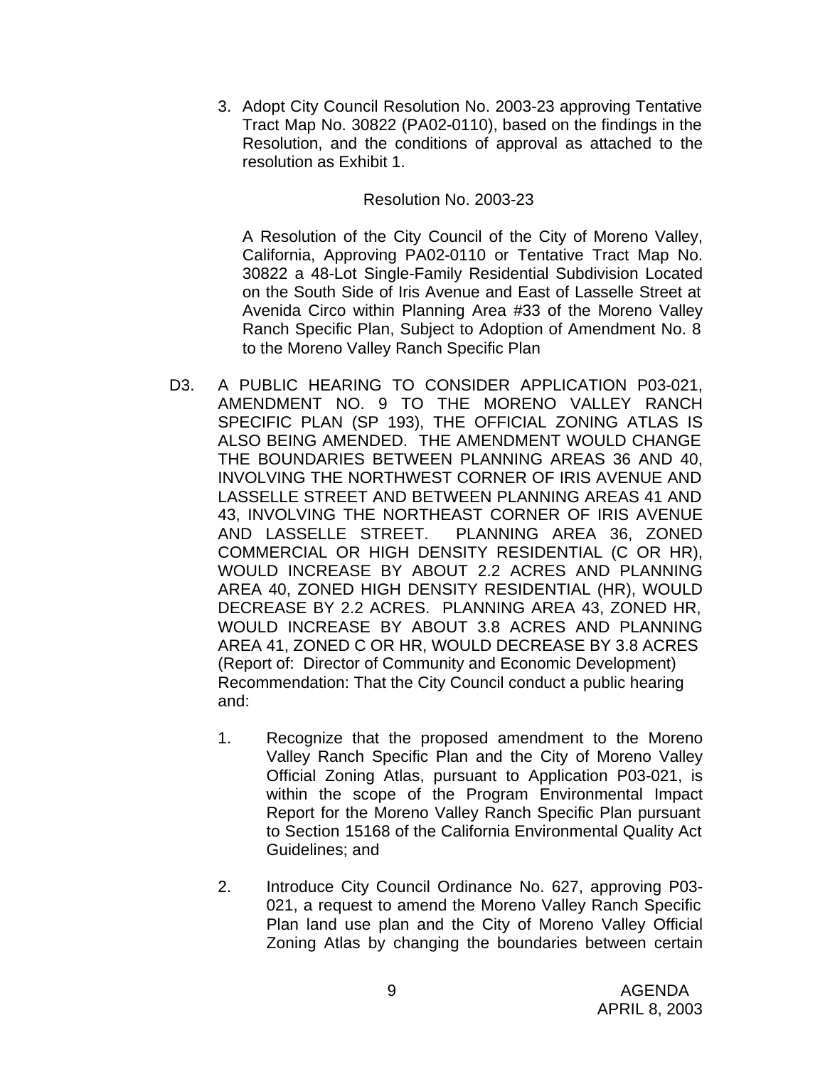3. Adopt City Council Resolution No. 2003-23 approving Tentative Tract Map No. 30822 (PA02-0110), based on the findings in the Resolution, and the conditions of approval as attached to the resolution as Exhibit 1.

   Resolution No. 2003-23

   A Resolution of the City Council of the City of Moreno Valley, California, Approving PA02-0110 or Tentative Tract Map No. 30822 a 48-Lot Single-Family Residential Subdivision Located on the South Side of Iris Avenue and East of Lasselle Street at Avenida Circo within Planning Area #33 of the Moreno Valley Ranch Specific Plan, Subject to Adoption of Amendment No. 8 to the Moreno Valley Ranch Specific Plan

D3. A PUBLIC HEARING TO CONSIDER APPLICATION P03-021, AMENDMENT NO. 9 TO THE MORENO VALLEY RANCH SPECIFIC PLAN (SP 193), THE OFFICIAL ZONING ATLAS IS ALSO BEING AMENDED. THE AMENDMENT WOULD CHANGE THE BOUNDARIES BETWEEN PLANNING AREAS 36 AND 40, INVOLVING THE NORTHWEST CORNER OF IRIS AVENUE AND LASSELLE STREET AND BETWEEN PLANNING AREAS 41 AND 43, INVOLVING THE NORTHEAST CORNER OF IRIS AVENUE AND LASSELLE STREET. PLANNING AREA 36, ZONED COMMERCIAL OR HIGH DENSITY RESIDENTIAL (C OR HR), WOULD INCREASE BY ABOUT 2.2 ACRES AND PLANNING AREA 40, ZONED HIGH DENSITY RESIDENTIAL (HR), WOULD DECREASE BY 2.2 ACRES. PLANNING AREA 43, ZONED HR, WOULD INCREASE BY ABOUT 3.8 ACRES AND PLANNING AREA 41, ZONED C OR HR, WOULD DECREASE BY 3.8 ACRES (Report of: Director of Community and Economic Development)
Recommendation: That the City Council conduct a public hearing and:

1. Recognize that the proposed amendment to the Moreno Valley Ranch Specific Plan and the City of Moreno Valley Official Zoning Atlas, pursuant to Application P03-021, is within the scope of the Program Environmental Impact Report for the Moreno Valley Ranch Specific Plan pursuant to Section 15168 of the California Environmental Quality Act Guidelines; and

2. Introduce City Council Ordinance No. 627, approving P03-021, a request to amend the Moreno Valley Ranch Specific Plan land use plan and the City of Moreno Valley Official Zoning Atlas by changing the boundaries between certain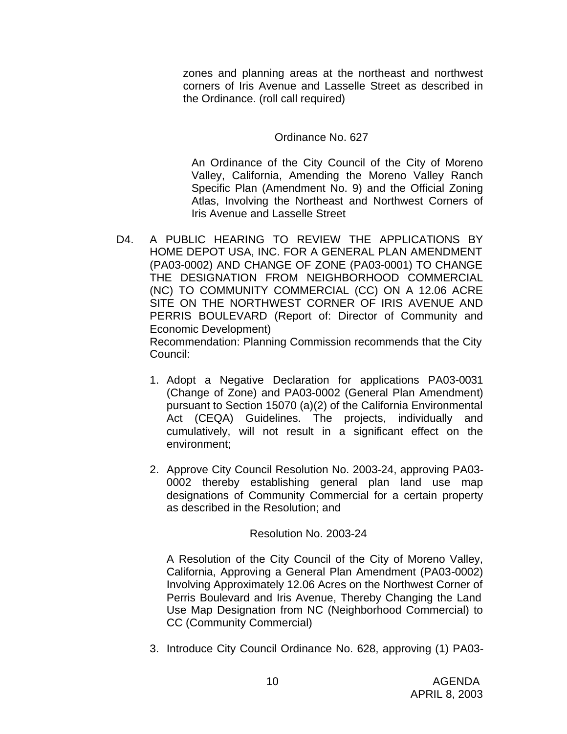zones and planning areas at the northeast and northwest corners of Iris Avenue and Lasselle Street as described in the Ordinance. (roll call required)

Ordinance No. 627

An Ordinance of the City Council of the City of Moreno Valley, California, Amending the Moreno Valley Ranch Specific Plan (Amendment No. 9) and the Official Zoning Atlas, Involving the Northeast and Northwest Corners of Iris Avenue and Lasselle Street

D4. A PUBLIC HEARING TO REVIEW THE APPLICATIONS BY HOME DEPOT USA, INC. FOR A GENERAL PLAN AMENDMENT (PA03-0002) AND CHANGE OF ZONE (PA03-0001) TO CHANGE THE DESIGNATION FROM NEIGHBORHOOD COMMERCIAL (NC) TO COMMUNITY COMMERCIAL (CC) ON A 12.06 ACRE SITE ON THE NORTHWEST CORNER OF IRIS AVENUE AND PERRIS BOULEVARD (Report of: Director of Community and Economic Development)

Recommendation: Planning Commission recommends that the City Council:

1. Adopt a Negative Declaration for applications PA03-0031 (Change of Zone) and PA03-0002 (General Plan Amendment) pursuant to Section 15070 (a)(2) of the California Environmental Act (CEQA) Guidelines. The projects, individually and cumulatively, will not result in a significant effect on the environment;

2. Approve City Council Resolution No. 2003-24, approving PA03-0002 thereby establishing general plan land use map designations of Community Commercial for a certain property as described in the Resolution; and

   Resolution No. 2003-24

   A Resolution of the City Council of the City of Moreno Valley, California, Approving a General Plan Amendment (PA03-0002) Involving Approximately 12.06 Acres on the Northwest Corner of Perris Boulevard and Iris Avenue, Thereby Changing the Land Use Map Designation from NC (Neighborhood Commercial) to CC (Community Commercial)

3. Introduce City Council Ordinance No. 628, approving (1) PA03-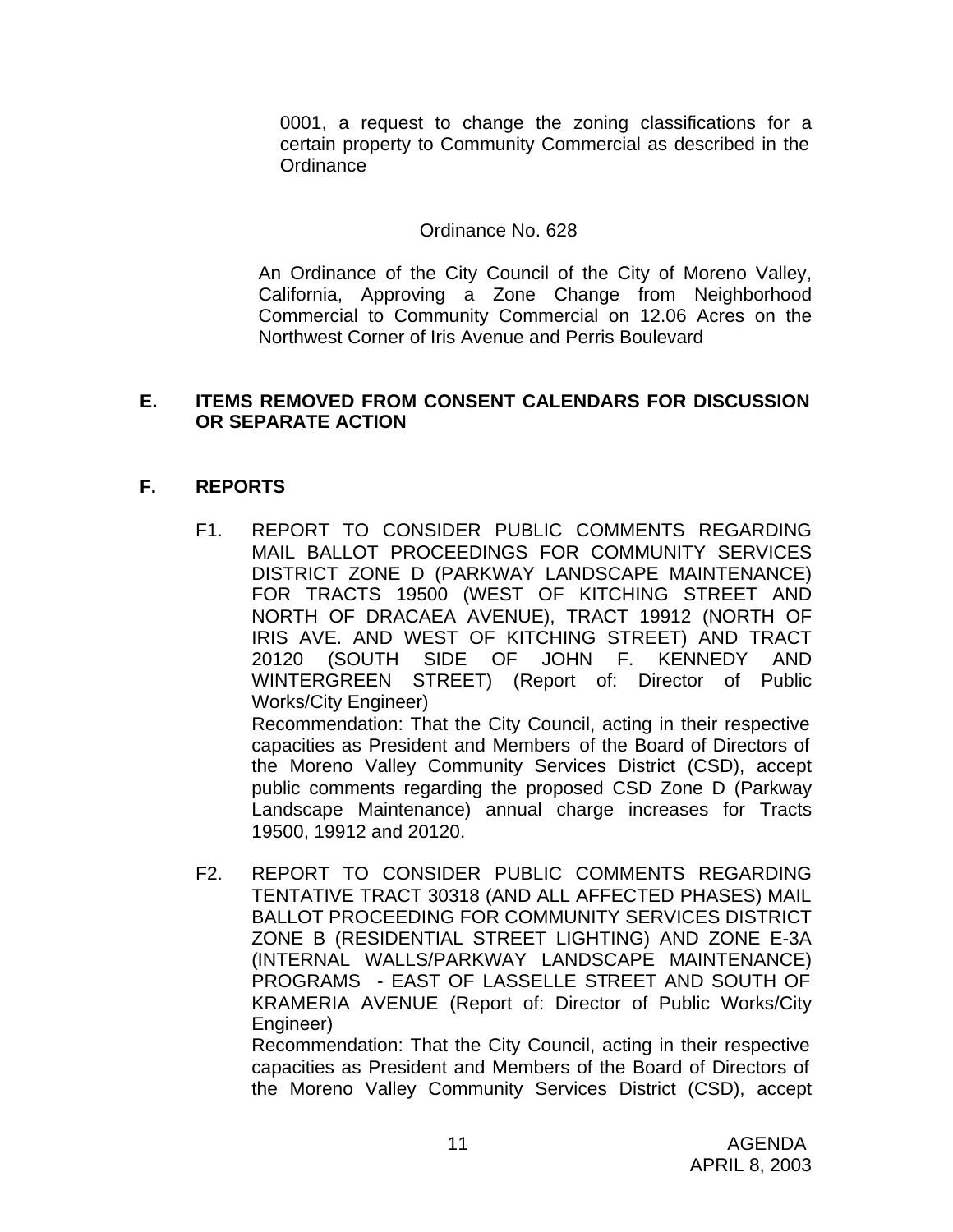0001, a request to change the zoning classifications for a certain property to Community Commercial as described in the Ordinance

Ordinance No. 628

An Ordinance of the City Council of the City of Moreno Valley, California, Approving a Zone Change from Neighborhood Commercial to Community Commercial on 12.06 Acres on the Northwest Corner of Iris Avenue and Perris Boulevard

## E. ITEMS REMOVED FROM CONSENT CALENDARS FOR DISCUSSION OR SEPARATE ACTION

## F. REPORTS

F1. REPORT TO CONSIDER PUBLIC COMMENTS REGARDING MAIL BALLOT PROCEEDINGS FOR COMMUNITY SERVICES DISTRICT ZONE D (PARKWAY LANDSCAPE MAINTENANCE) FOR TRACTS 19500 (WEST OF KITCHING STREET AND NORTH OF DRACAEA AVENUE), TRACT 19912 (NORTH OF IRIS AVE. AND WEST OF KITCHING STREET) AND TRACT 20120 (SOUTH SIDE OF JOHN F. KENNEDY AND WINTERGREEN STREET) (Report of: Director of Public Works/City Engineer)

Recommendation: That the City Council, acting in their respective capacities as President and Members of the Board of Directors of the Moreno Valley Community Services District (CSD), accept public comments regarding the proposed CSD Zone D (Parkway Landscape Maintenance) annual charge increases for Tracts 19500, 19912 and 20120.

F2. REPORT TO CONSIDER PUBLIC COMMENTS REGARDING TENTATIVE TRACT 30318 (AND ALL AFFECTED PHASES) MAIL BALLOT PROCEEDING FOR COMMUNITY SERVICES DISTRICT ZONE B (RESIDENTIAL STREET LIGHTING) AND ZONE E-3A (INTERNAL WALLS/PARKWAY LANDSCAPE MAINTENANCE) PROGRAMS - EAST OF LASSELLE STREET AND SOUTH OF KRAMERIA AVENUE (Report of: Director of Public Works/City Engineer)

Recommendation: That the City Council, acting in their respective capacities as President and Members of the Board of Directors of the Moreno Valley Community Services District (CSD), accept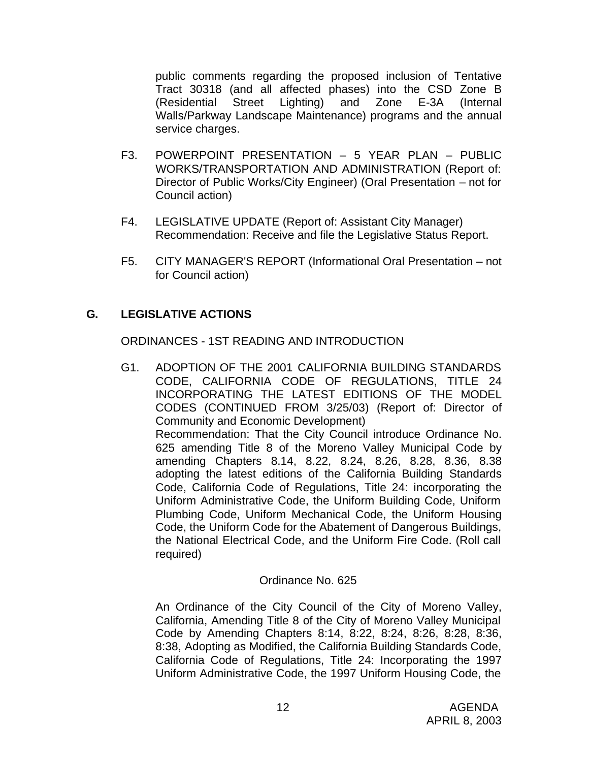public comments regarding the proposed inclusion of Tentative Tract 30318 (and all affected phases) into the CSD Zone B (Residential Street Lighting) and Zone E-3A (Internal Walls/Parkway Landscape Maintenance) programs and the annual service charges.

F3. POWERPOINT PRESENTATION – 5 YEAR PLAN – PUBLIC WORKS/TRANSPORTATION AND ADMINISTRATION (Report of: Director of Public Works/City Engineer) (Oral Presentation – not for Council action)

F4. LEGISLATIVE UPDATE (Report of: Assistant City Manager) Recommendation: Receive and file the Legislative Status Report.

F5. CITY MANAGER'S REPORT (Informational Oral Presentation – not for Council action)

## G. LEGISLATIVE ACTIONS

ORDINANCES - 1ST READING AND INTRODUCTION

G1. ADOPTION OF THE 2001 CALIFORNIA BUILDING STANDARDS CODE, CALIFORNIA CODE OF REGULATIONS, TITLE 24 INCORPORATING THE LATEST EDITIONS OF THE MODEL CODES (CONTINUED FROM 3/25/03) (Report of: Director of Community and Economic Development)
Recommendation: That the City Council introduce Ordinance No. 625 amending Title 8 of the Moreno Valley Municipal Code by amending Chapters 8.14, 8.22, 8.24, 8.26, 8.28, 8.36, 8.38 adopting the latest editions of the California Building Standards Code, California Code of Regulations, Title 24: incorporating the Uniform Administrative Code, the Uniform Building Code, Uniform Plumbing Code, Uniform Mechanical Code, the Uniform Housing Code, the Uniform Code for the Abatement of Dangerous Buildings, the National Electrical Code, and the Uniform Fire Code. (Roll call required)

Ordinance No. 625

An Ordinance of the City Council of the City of Moreno Valley, California, Amending Title 8 of the City of Moreno Valley Municipal Code by Amending Chapters 8:14, 8:22, 8:24, 8:26, 8:28, 8:36, 8:38, Adopting as Modified, the California Building Standards Code, California Code of Regulations, Title 24: Incorporating the 1997 Uniform Administrative Code, the 1997 Uniform Housing Code, the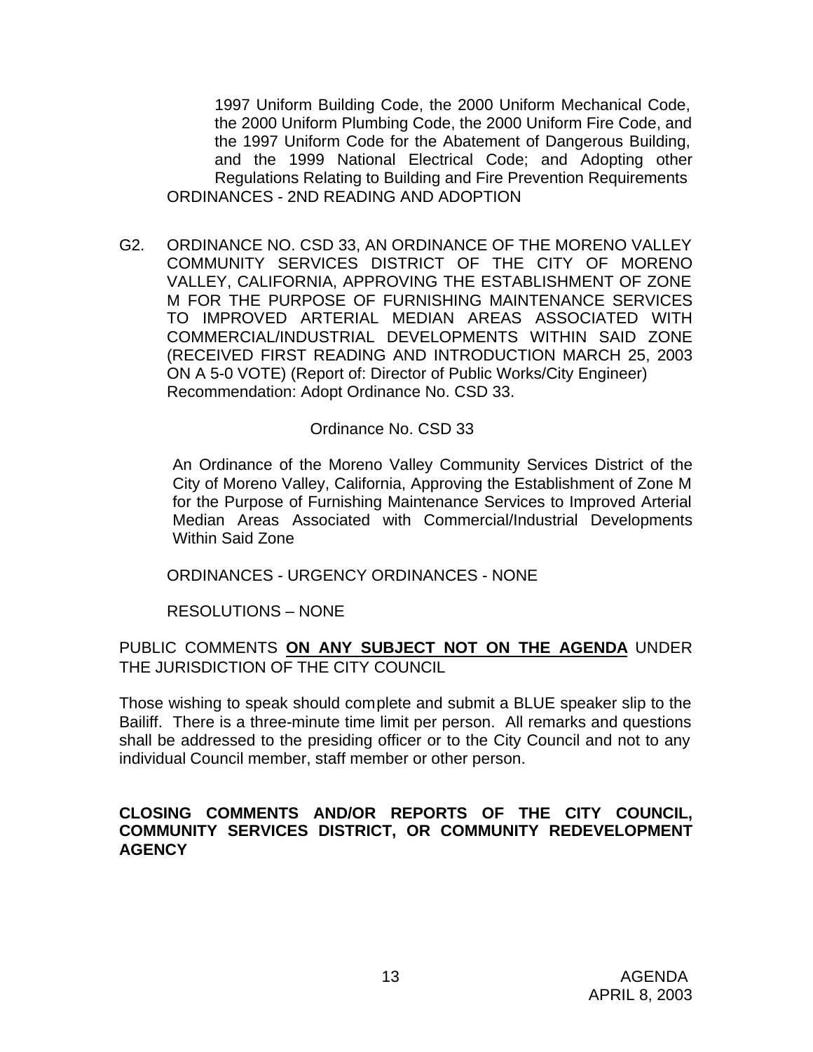1997 Uniform Building Code, the 2000 Uniform Mechanical Code, the 2000 Uniform Plumbing Code, the 2000 Uniform Fire Code, and the 1997 Uniform Code for the Abatement of Dangerous Building, and the 1999 National Electrical Code; and Adopting other Regulations Relating to Building and Fire Prevention Requirements

ORDINANCES - 2ND READING AND ADOPTION

G2. ORDINANCE NO. CSD 33, AN ORDINANCE OF THE MORENO VALLEY COMMUNITY SERVICES DISTRICT OF THE CITY OF MORENO VALLEY, CALIFORNIA, APPROVING THE ESTABLISHMENT OF ZONE M FOR THE PURPOSE OF FURNISHING MAINTENANCE SERVICES TO IMPROVED ARTERIAL MEDIAN AREAS ASSOCIATED WITH COMMERCIAL/INDUSTRIAL DEVELOPMENTS WITHIN SAID ZONE (RECEIVED FIRST READING AND INTRODUCTION MARCH 25, 2003 ON A 5-0 VOTE) (Report of: Director of Public Works/City Engineer) Recommendation: Adopt Ordinance No. CSD 33.

Ordinance No. CSD 33

An Ordinance of the Moreno Valley Community Services District of the City of Moreno Valley, California, Approving the Establishment of Zone M for the Purpose of Furnishing Maintenance Services to Improved Arterial Median Areas Associated with Commercial/Industrial Developments Within Said Zone

ORDINANCES - URGENCY ORDINANCES - NONE

RESOLUTIONS – NONE

PUBLIC COMMENTS **ON ANY SUBJECT NOT ON THE AGENDA** UNDER THE JURISDICTION OF THE CITY COUNCIL

Those wishing to speak should complete and submit a BLUE speaker slip to the Bailiff. There is a three-minute time limit per person. All remarks and questions shall be addressed to the presiding officer or to the City Council and not to any individual Council member, staff member or other person.

**CLOSING COMMENTS AND/OR REPORTS OF THE CITY COUNCIL, COMMUNITY SERVICES DISTRICT, OR COMMUNITY REDEVELOPMENT AGENCY**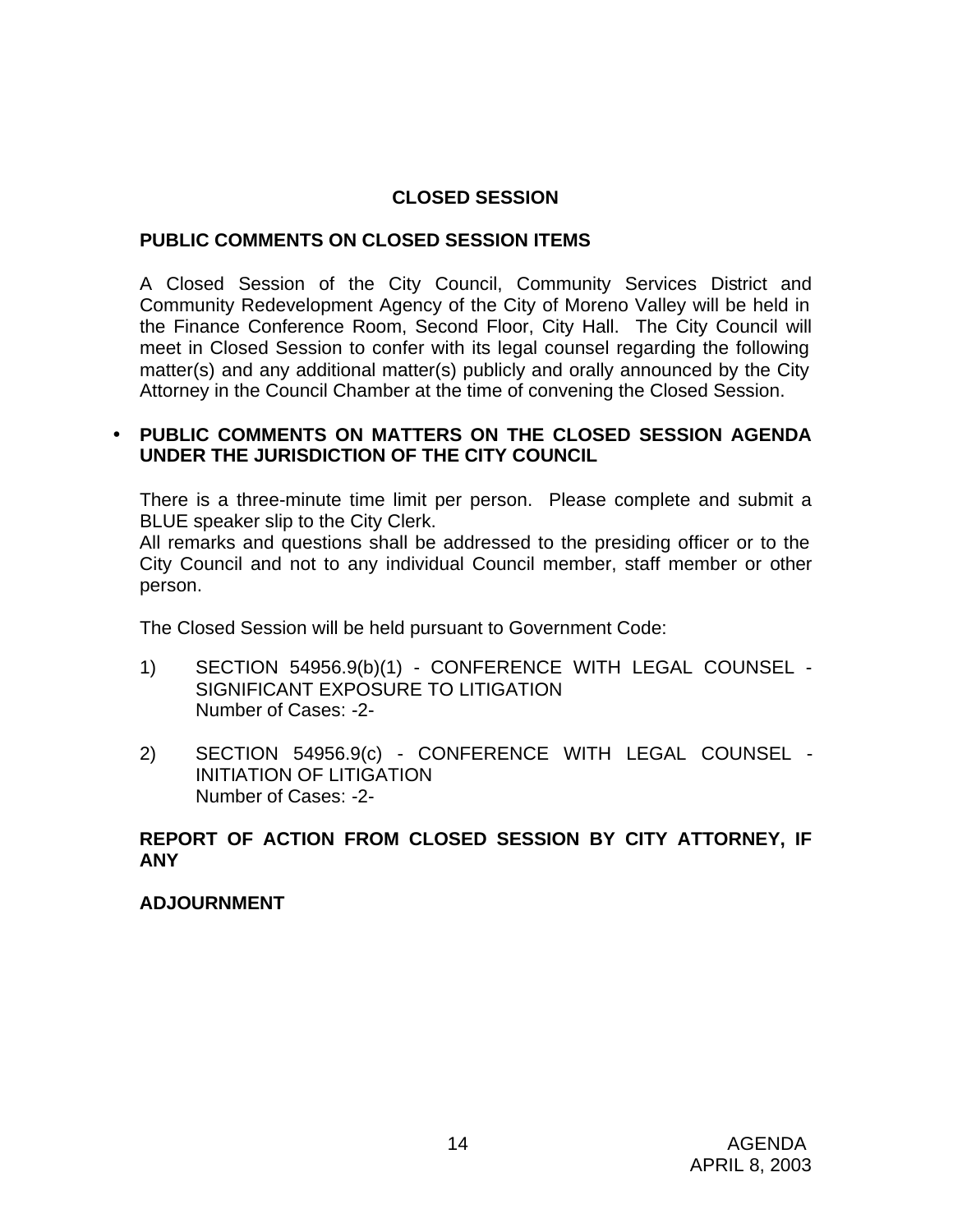## CLOSED SESSION

**PUBLIC COMMENTS ON CLOSED SESSION ITEMS**

A Closed Session of the City Council, Community Services District and Community Redevelopment Agency of the City of Moreno Valley will be held in the Finance Conference Room, Second Floor, City Hall. The City Council will meet in Closed Session to confer with its legal counsel regarding the following matter(s) and any additional matter(s) publicly and orally announced by the City Attorney in the Council Chamber at the time of convening the Closed Session.

- **PUBLIC COMMENTS ON MATTERS ON THE CLOSED SESSION AGENDA UNDER THE JURISDICTION OF THE CITY COUNCIL**

There is a three-minute time limit per person. Please complete and submit a BLUE speaker slip to the City Clerk.
All remarks and questions shall be addressed to the presiding officer or to the City Council and not to any individual Council member, staff member or other person.

The Closed Session will be held pursuant to Government Code:

1) SECTION 54956.9(b)(1) - CONFERENCE WITH LEGAL COUNSEL - SIGNIFICANT EXPOSURE TO LITIGATION
   Number of Cases: -2-

2) SECTION 54956.9(c) - CONFERENCE WITH LEGAL COUNSEL - INITIATION OF LITIGATION
   Number of Cases: -2-

**REPORT OF ACTION FROM CLOSED SESSION BY CITY ATTORNEY, IF ANY**

**ADJOURNMENT**